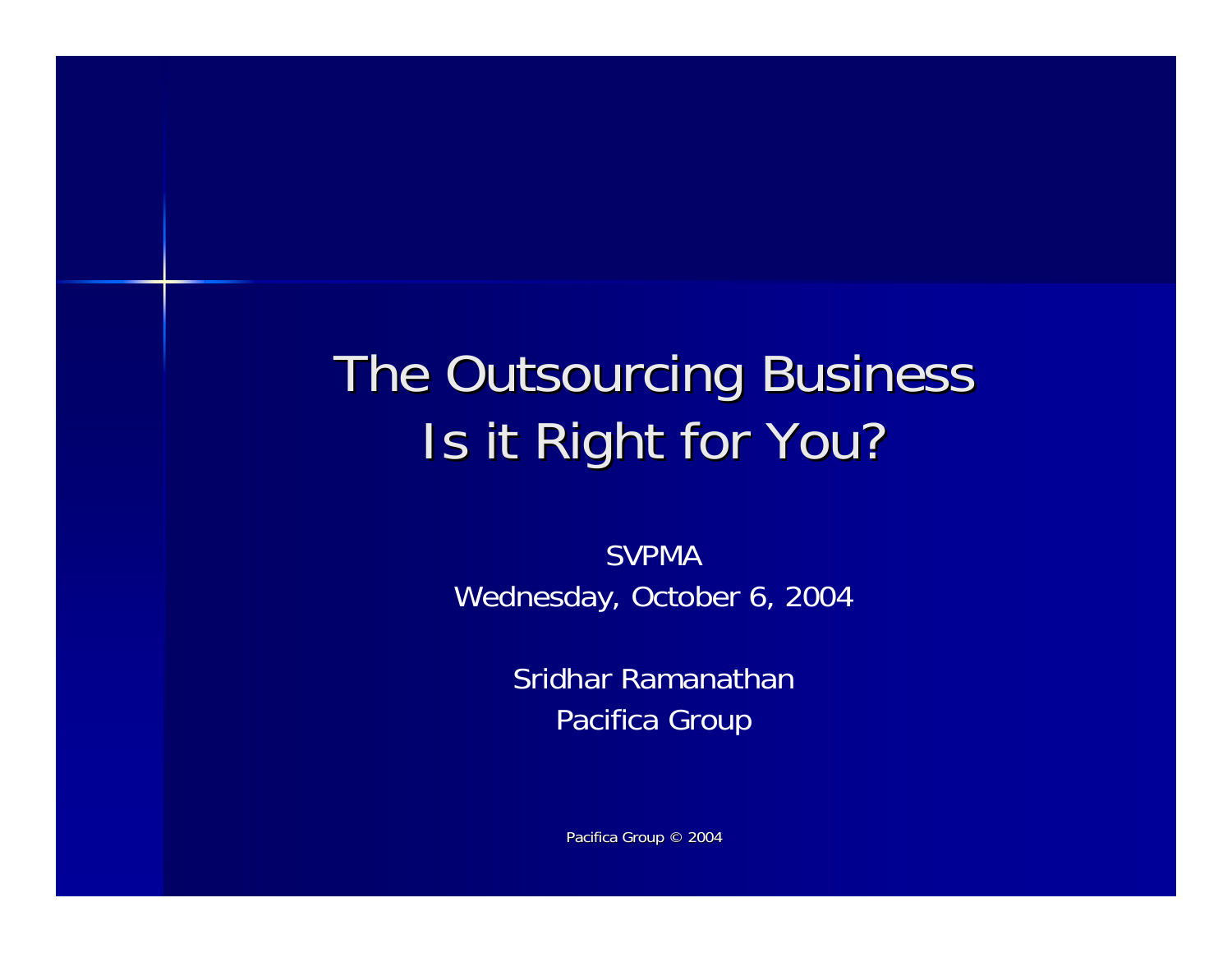# The Outsourcing Business
# Is it Right for You?

SVPMA

Wednesday, October 6, 2004

Sridhar Ramanathan

Pacifica Group

Pacifica Group © 2004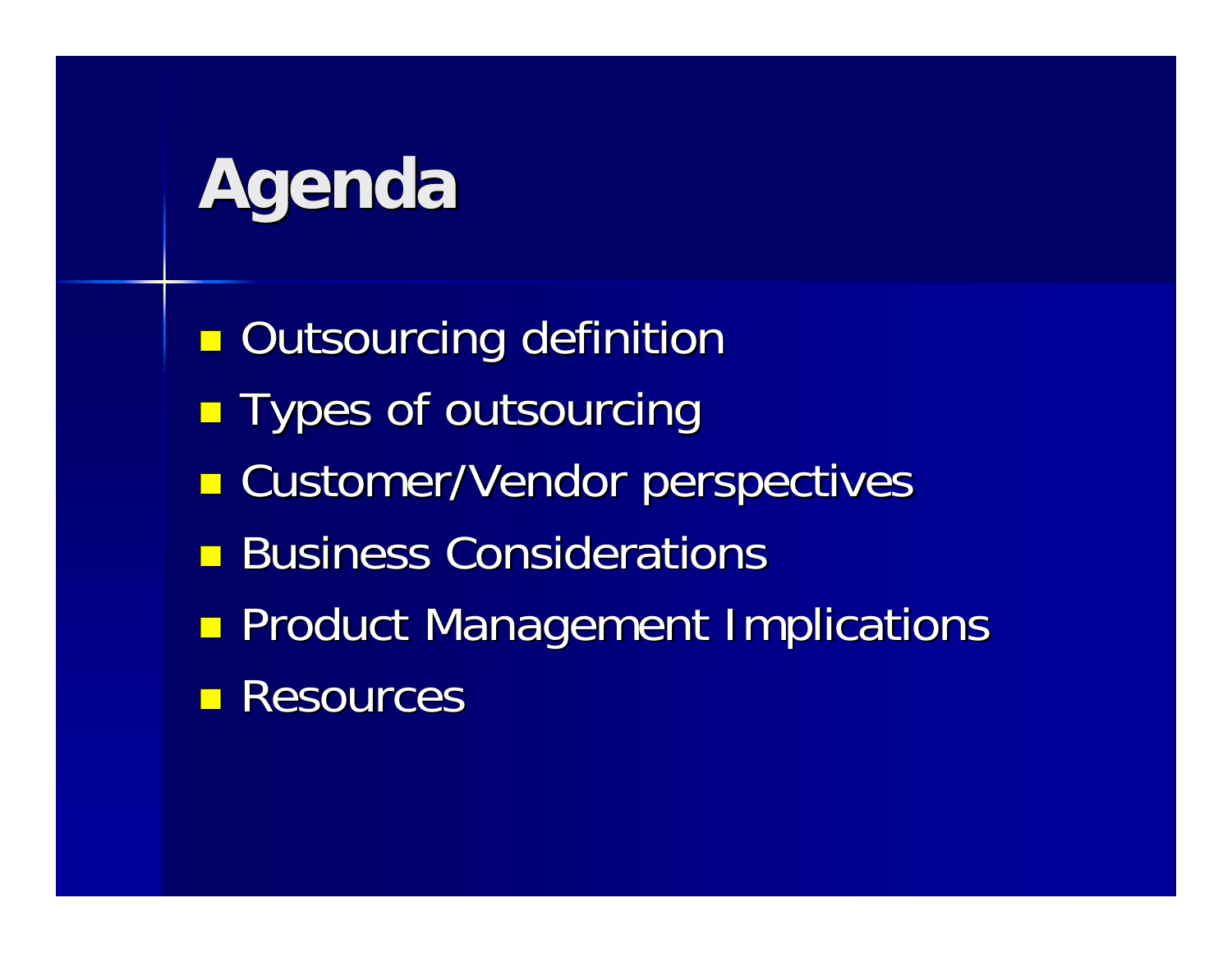# Agenda

- Outsourcing definition
- Types of outsourcing
- Customer/Vendor perspectives
- Business Considerations
- Product Management Implications
- Resources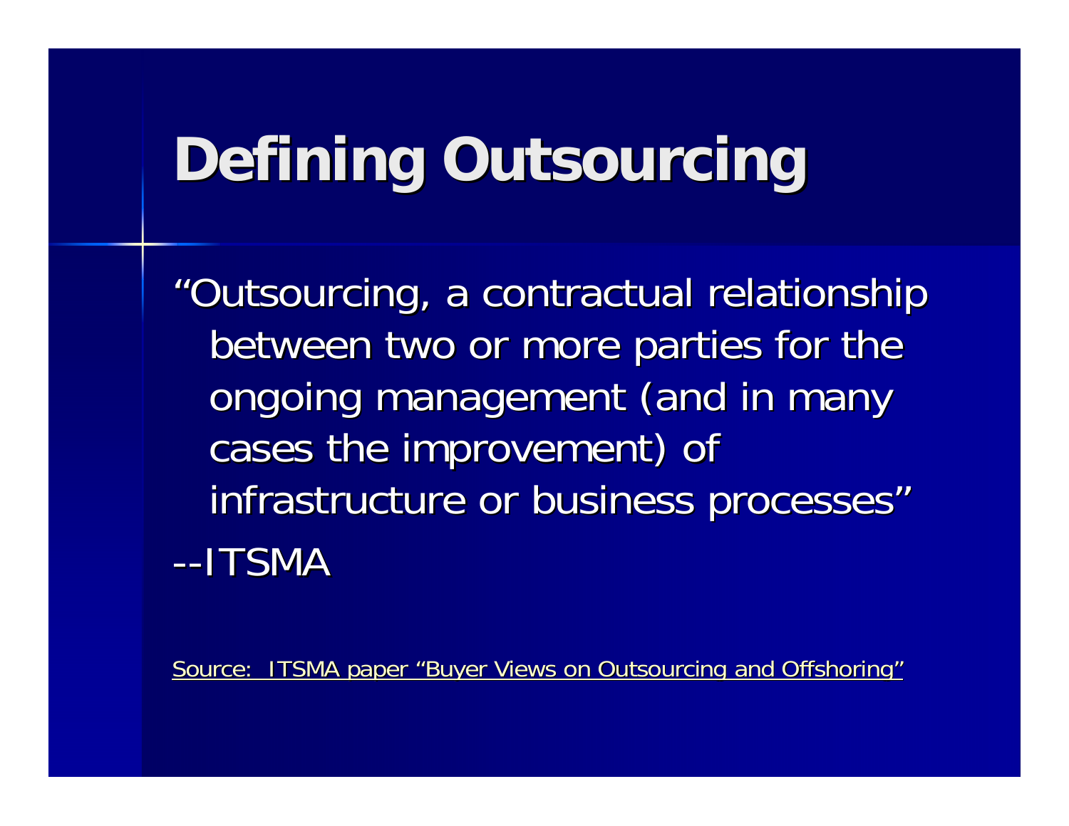# Defining Outsourcing

"Outsourcing, a contractual relationship between two or more parties for the ongoing management (and in many cases the improvement) of infrastructure or business processes"

--ITSMA

Source: ITSMA paper "Buyer Views on Outsourcing and Offshoring"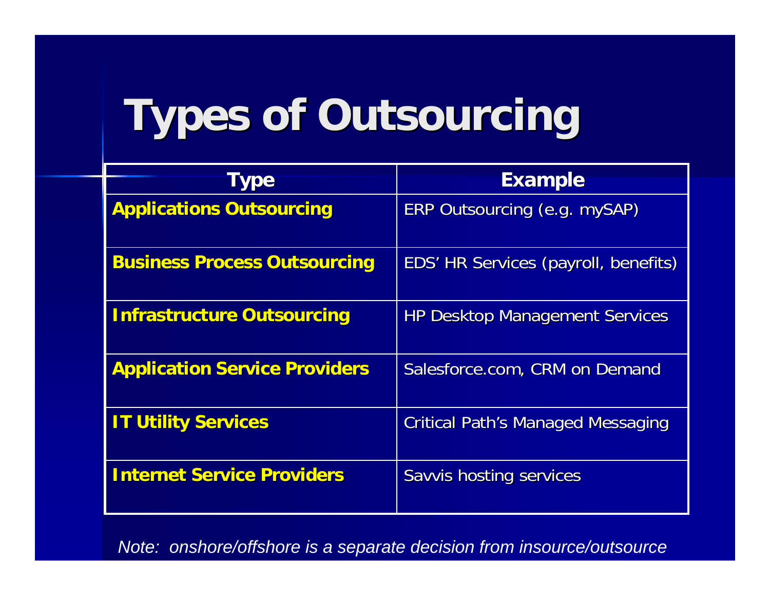# Types of Outsourcing

| Type | Example |
| --- | --- |
| **Applications Outsourcing** | ERP Outsourcing (e.g. mySAP) |
| **Business Process Outsourcing** | EDS' HR Services (payroll, benefits) |
| **Infrastructure Outsourcing** | HP Desktop Management Services |
| **Application Service Providers** | Salesforce.com, CRM on Demand |
| **IT Utility Services** | Critical Path's Managed Messaging |
| **Internet Service Providers** | Savvis hosting services |

*Note: onshore/offshore is a separate decision from insource/outsource*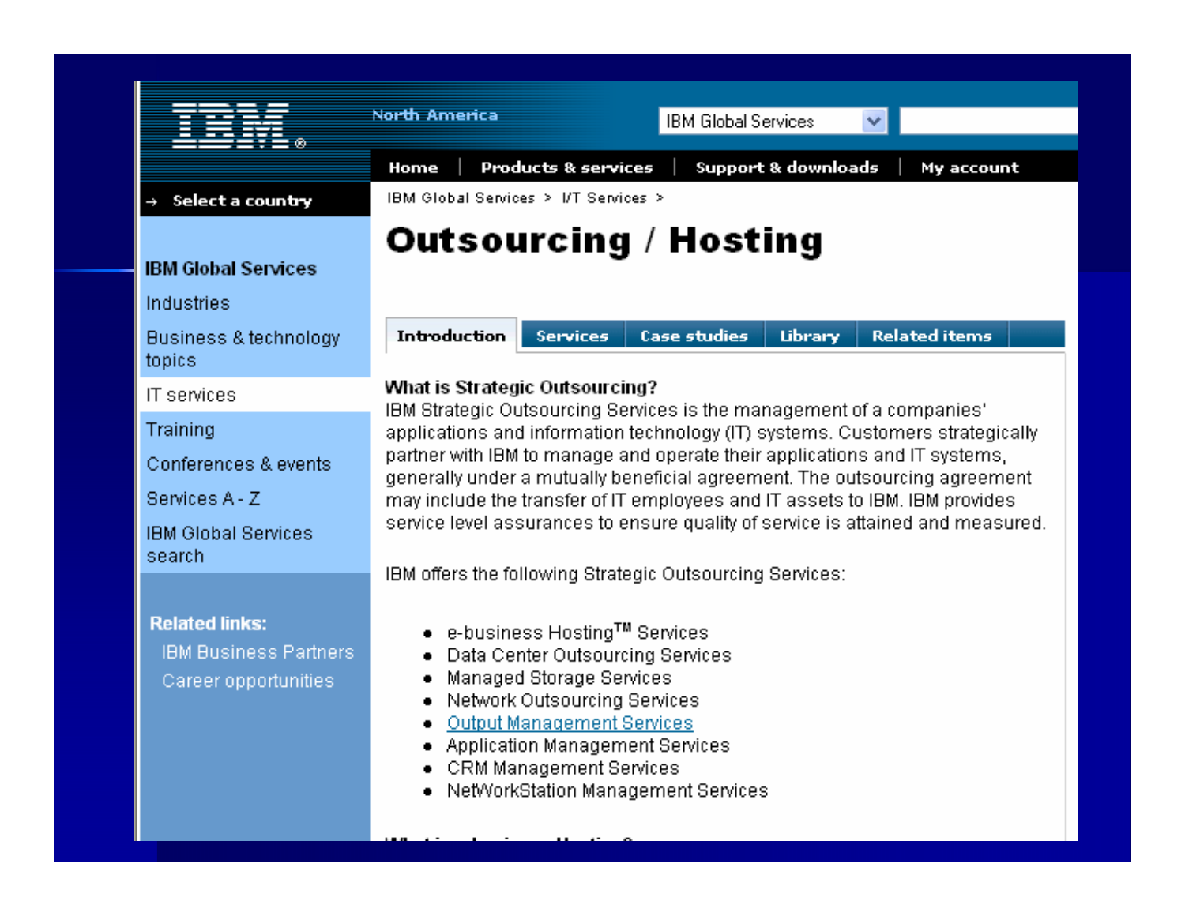IBM

North America

IBM Global Services

Home | Products & services | Support & downloads | My account

→ Select a country

**IBM Global Services**

Industries

Business & technology topics

IT services

Training

Conferences & events

Services A - Z

IBM Global Services search

**Related links:**

IBM Business Partners

Career opportunities

IBM Global Services > I/T Services >

# Outsourcing / Hosting

Introduction | Services | Case studies | Library | Related items

**What is Strategic Outsourcing?**

IBM Strategic Outsourcing Services is the management of a companies' applications and information technology (IT) systems. Customers strategically partner with IBM to manage and operate their applications and IT systems, generally under a mutually beneficial agreement. The outsourcing agreement may include the transfer of IT employees and IT assets to IBM. IBM provides service level assurances to ensure quality of service is attained and measured.

IBM offers the following Strategic Outsourcing Services:

- e-business Hosting™ Services
- Data Center Outsourcing Services
- Managed Storage Services
- Network Outsourcing Services
- Output Management Services
- Application Management Services
- CRM Management Services
- NetWorkStation Management Services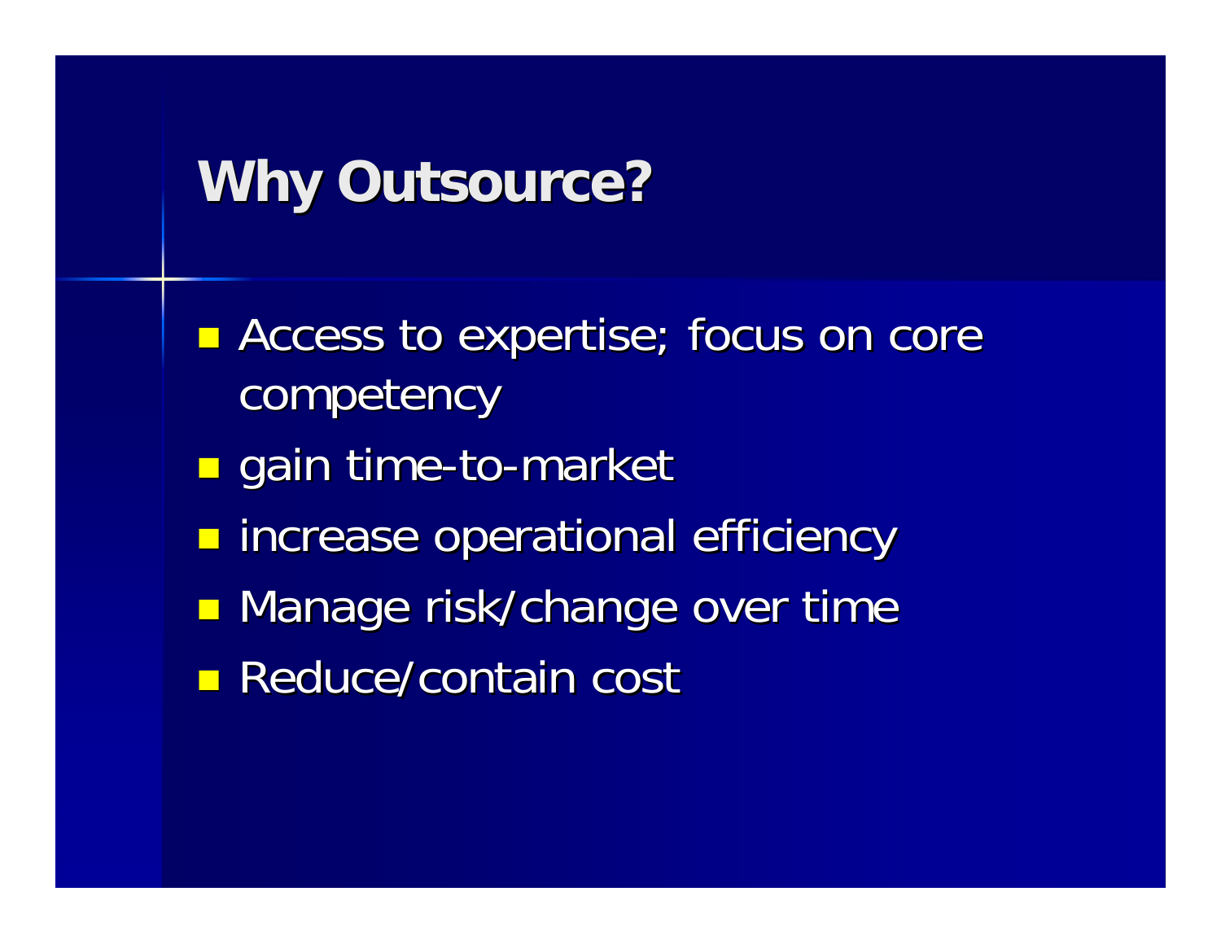# Why Outsource?

- Access to expertise; focus on core competency
- gain time-to-market
- increase operational efficiency
- Manage risk/change over time
- Reduce/contain cost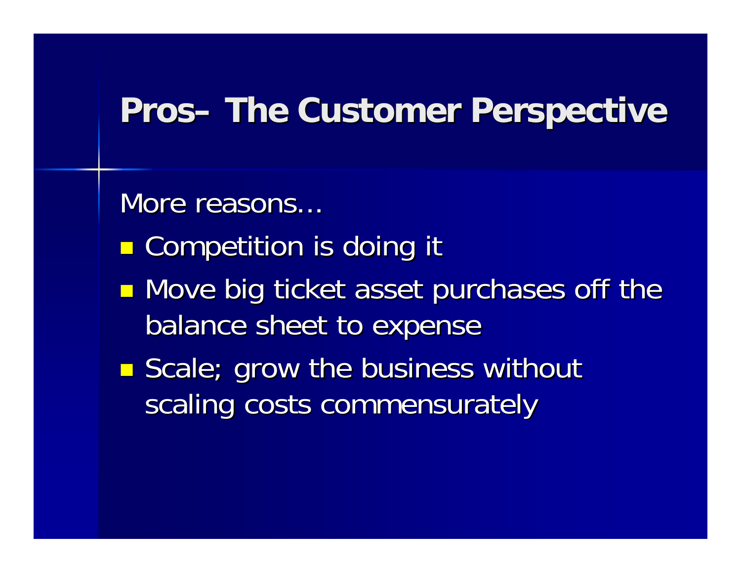# Pros– The Customer Perspective

More reasons…

- Competition is doing it
- Move big ticket asset purchases off the balance sheet to expense
- Scale; grow the business without scaling costs commensurately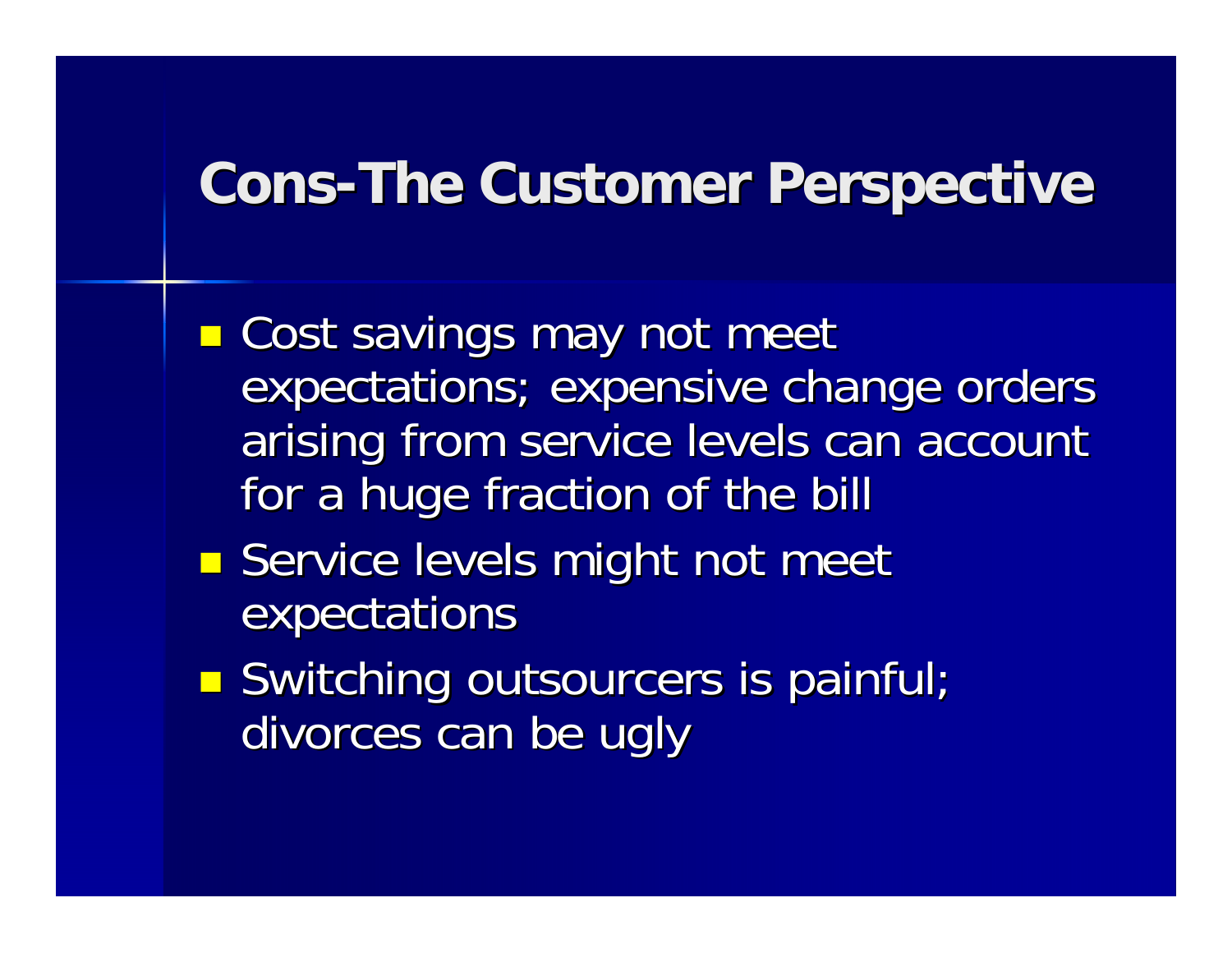# Cons-The Customer Perspective

- Cost savings may not meet expectations; expensive change orders arising from service levels can account for a huge fraction of the bill
- Service levels might not meet expectations
- Switching outsourcers is painful; divorces can be ugly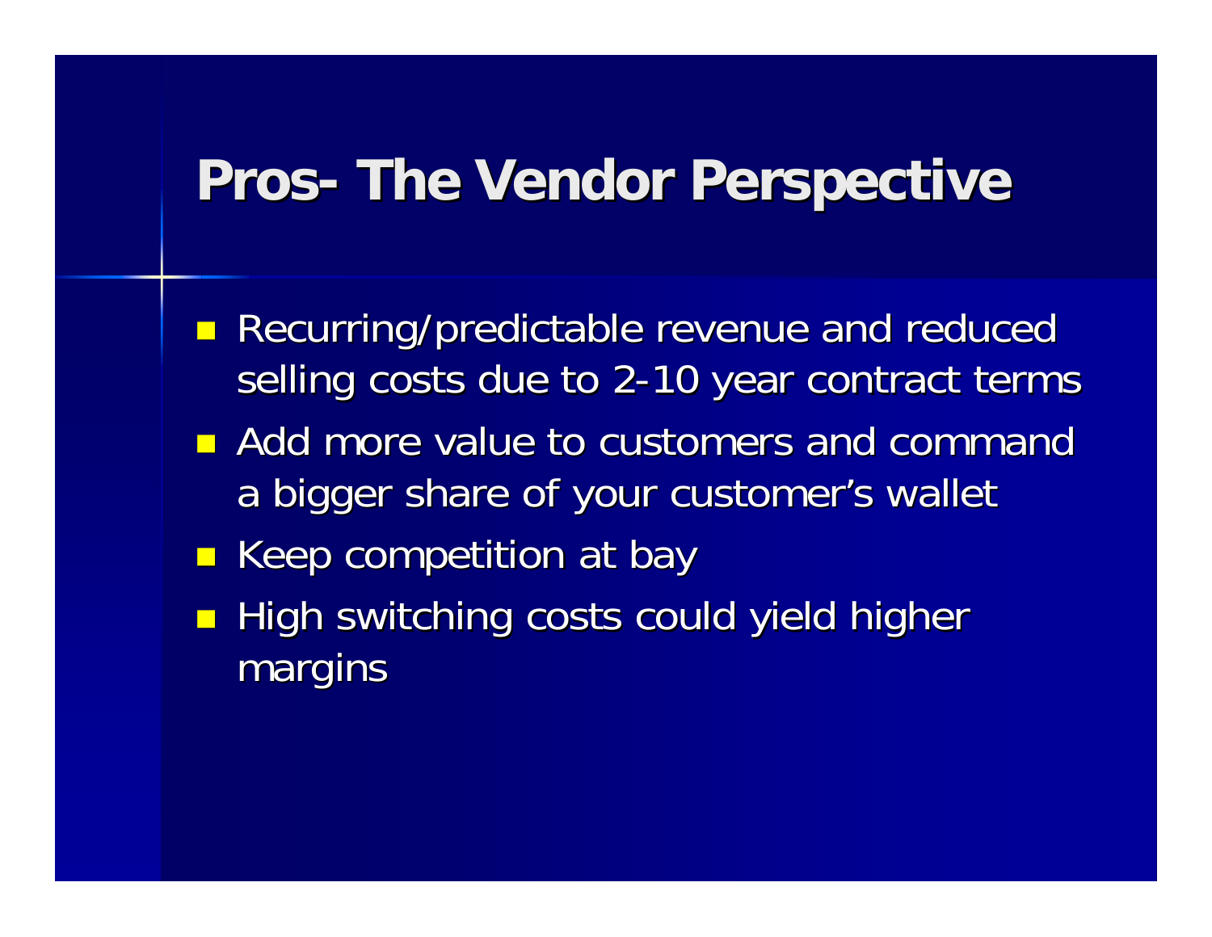# Pros- The Vendor Perspective

- Recurring/predictable revenue and reduced selling costs due to 2-10 year contract terms
- Add more value to customers and command a bigger share of your customer's wallet
- Keep competition at bay
- High switching costs could yield higher margins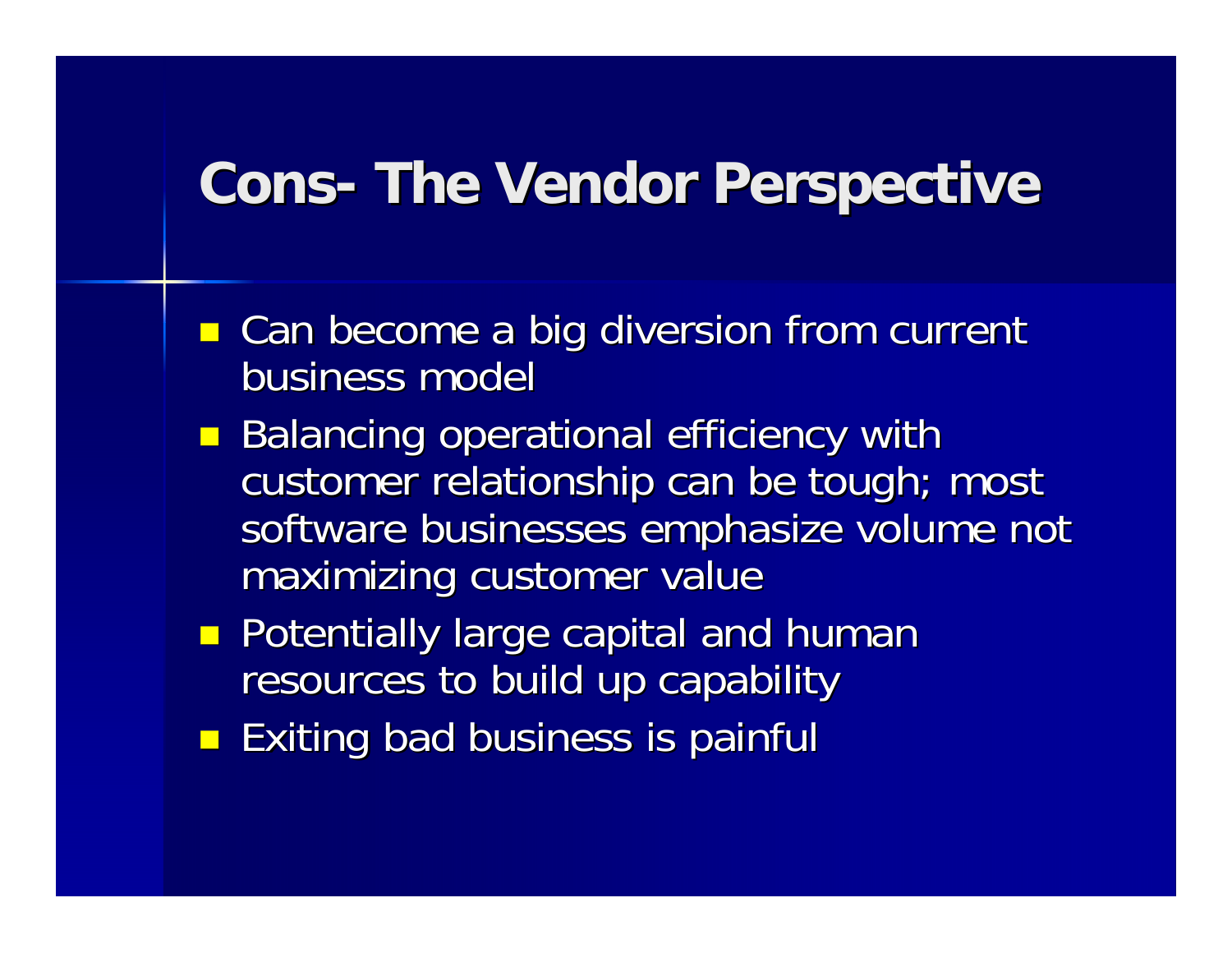# Cons- The Vendor Perspective

- Can become a big diversion from current business model
- Balancing operational efficiency with customer relationship can be tough; most software businesses emphasize volume not maximizing customer value
- Potentially large capital and human resources to build up capability
- Exiting bad business is painful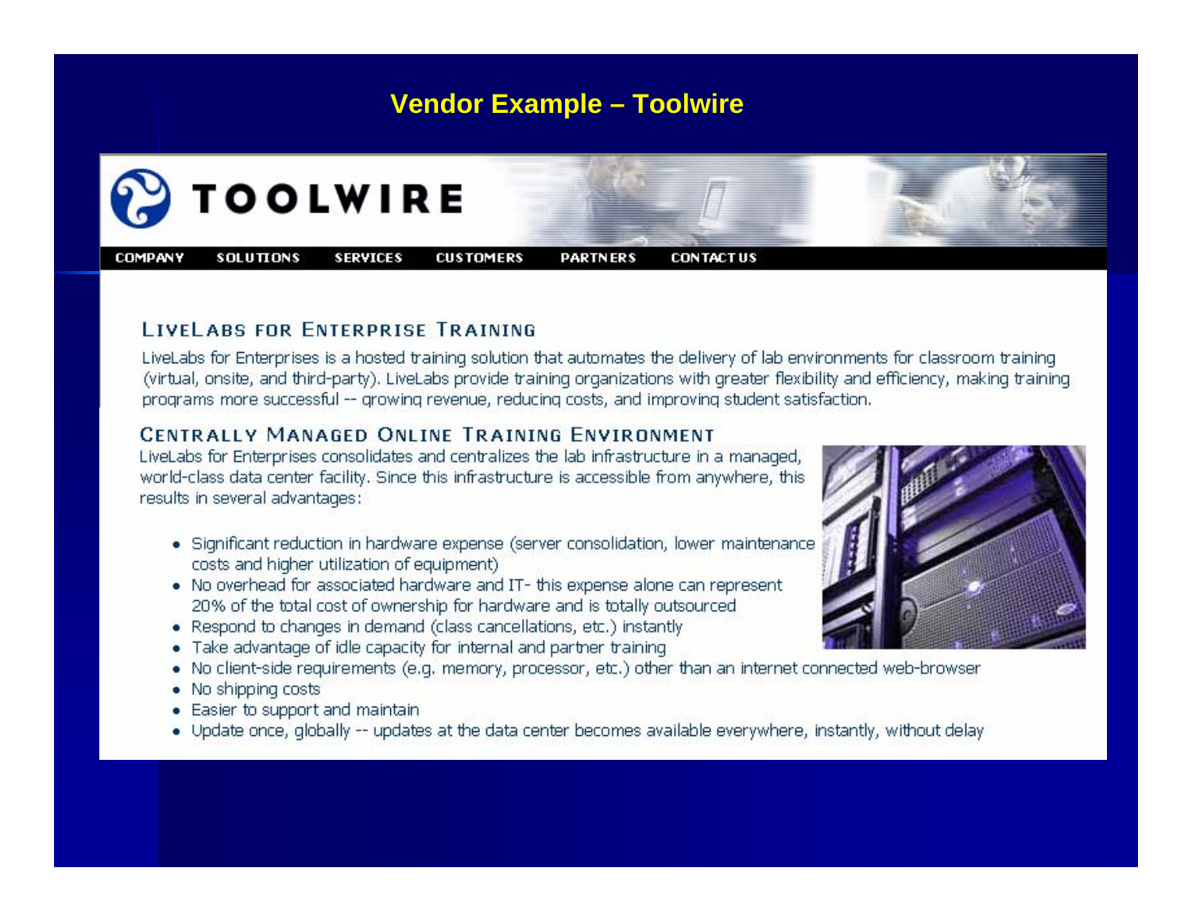# Vendor Example – Toolwire

TOOLWIRE

COMPANY SOLUTIONS SERVICES CUSTOMERS PARTNERS CONTACT US

## LiveLabs for Enterprise Training

LiveLabs for Enterprises is a hosted training solution that automates the delivery of lab environments for classroom training (virtual, onsite, and third-party). LiveLabs provide training organizations with greater flexibility and efficiency, making training programs more successful -- growing revenue, reducing costs, and improving student satisfaction.

## Centrally Managed Online Training Environment

LiveLabs for Enterprises consolidates and centralizes the lab infrastructure in a managed, world-class data center facility. Since this infrastructure is accessible from anywhere, this results in several advantages:

- Significant reduction in hardware expense (server consolidation, lower maintenance costs and higher utilization of equipment)
- No overhead for associated hardware and IT- this expense alone can represent 20% of the total cost of ownership for hardware and is totally outsourced
- Respond to changes in demand (class cancellations, etc.) instantly
- Take advantage of idle capacity for internal and partner training
- No client-side requirements (e.g. memory, processor, etc.) other than an internet connected web-browser
- No shipping costs
- Easier to support and maintain
- Update once, globally -- updates at the data center becomes available everywhere, instantly, without delay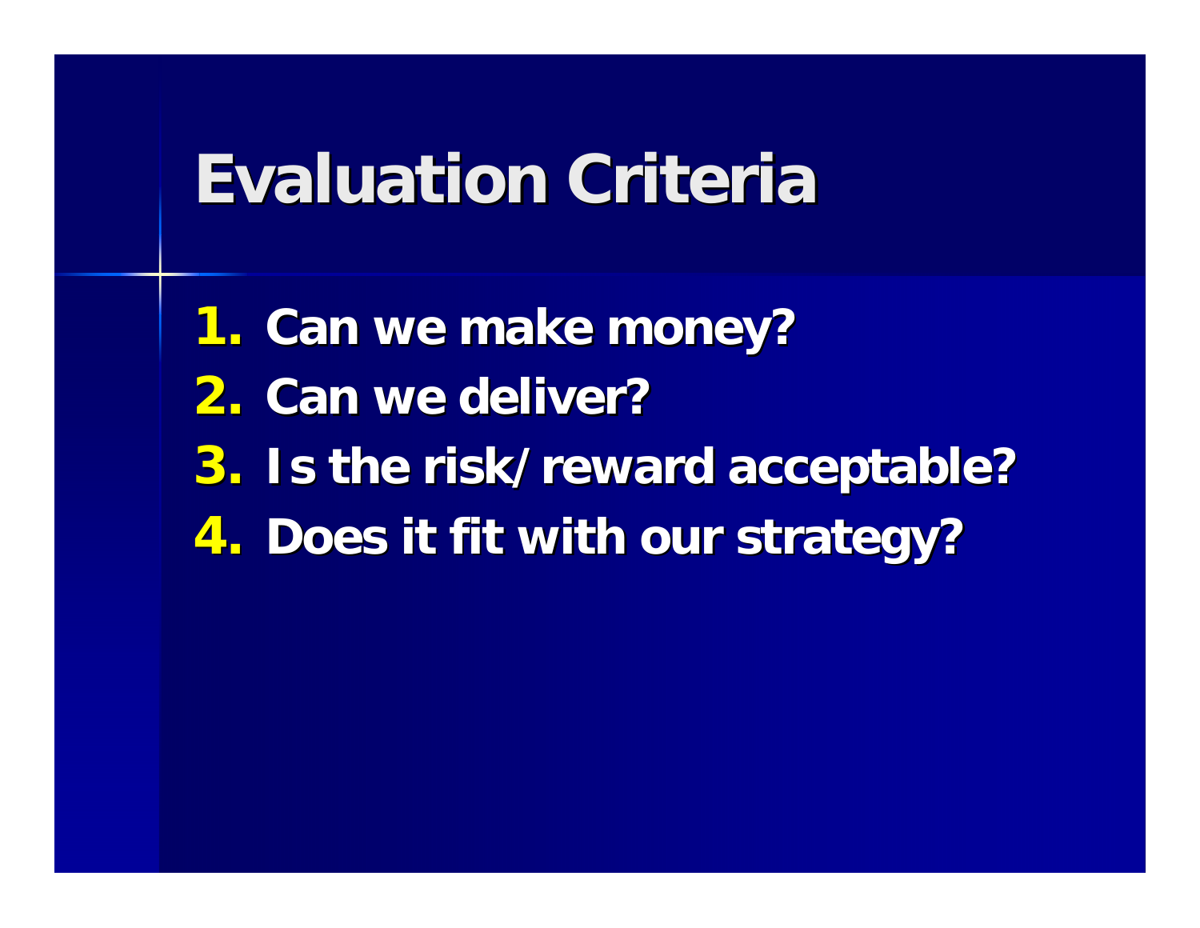# Evaluation Criteria

1. Can we make money?
2. Can we deliver?
3. Is the risk/reward acceptable?
4. Does it fit with our strategy?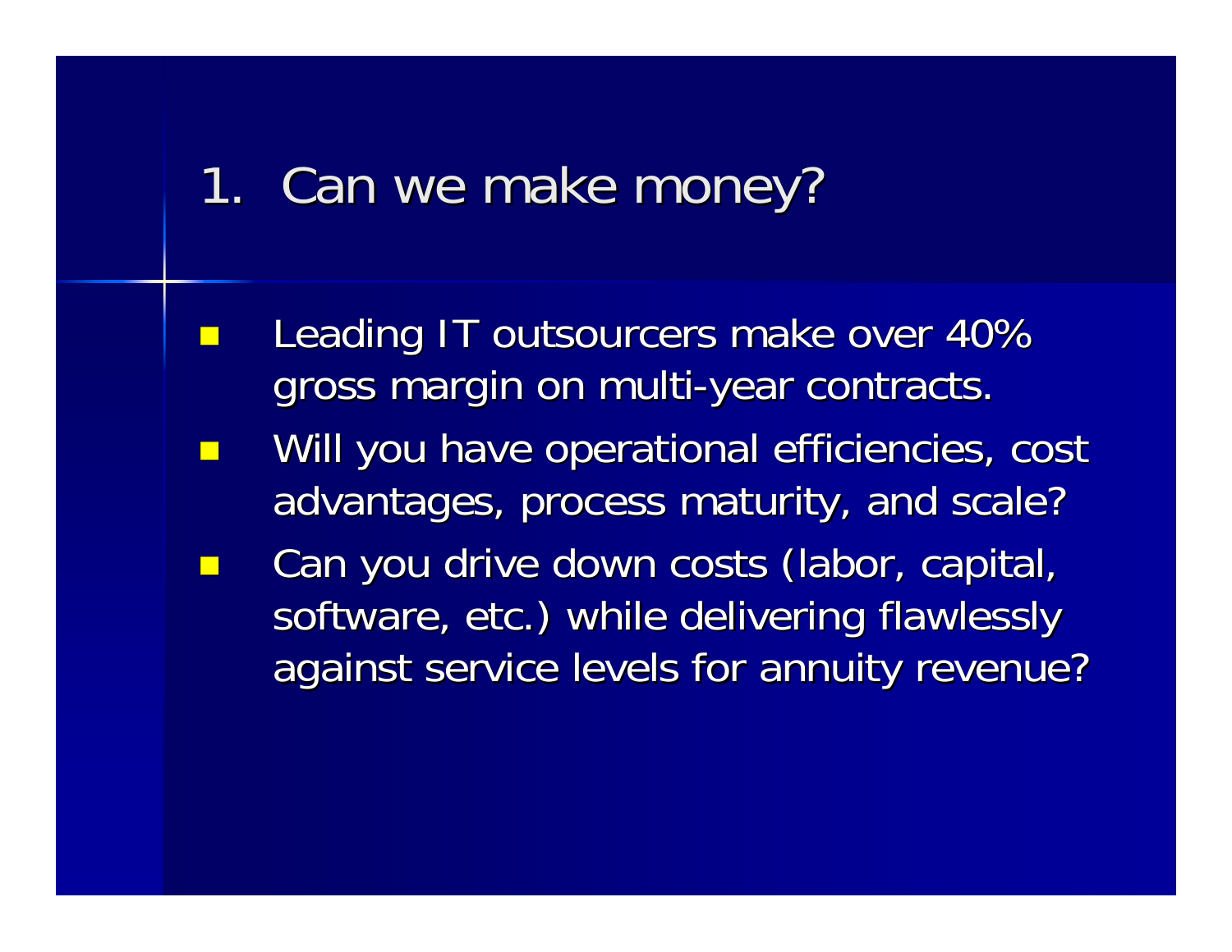# 1. Can we make money?

- Leading IT outsourcers make over 40% gross margin on multi-year contracts.
- Will you have operational efficiencies, cost advantages, process maturity, and scale?
- Can you drive down costs (labor, capital, software, etc.) while delivering flawlessly against service levels for annuity revenue?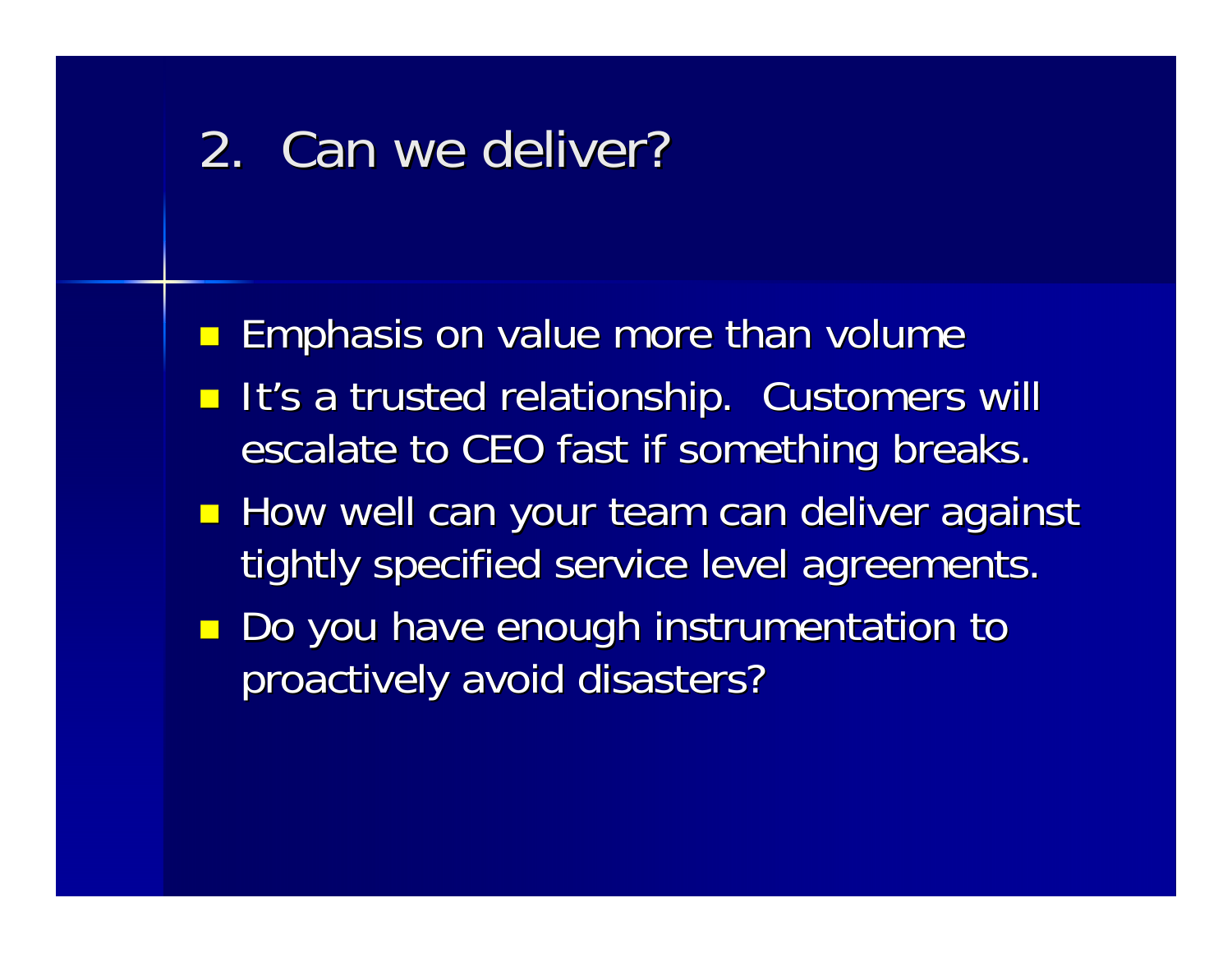# 2. Can we deliver?

- Emphasis on value more than volume
- It's a trusted relationship. Customers will escalate to CEO fast if something breaks.
- How well can your team can deliver against tightly specified service level agreements.
- Do you have enough instrumentation to proactively avoid disasters?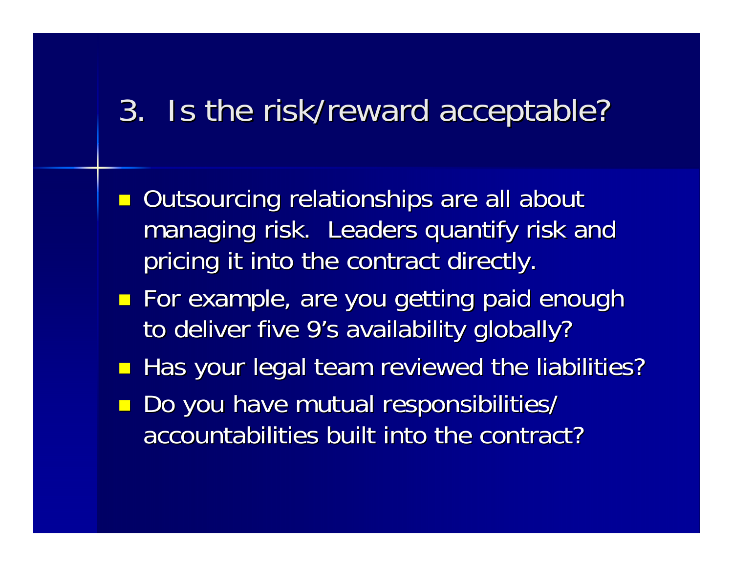# 3. Is the risk/reward acceptable?

- Outsourcing relationships are all about managing risk. Leaders quantify risk and pricing it into the contract directly.
- For example, are you getting paid enough to deliver five 9's availability globally?
- Has your legal team reviewed the liabilities?
- Do you have mutual responsibilities/ accountabilities built into the contract?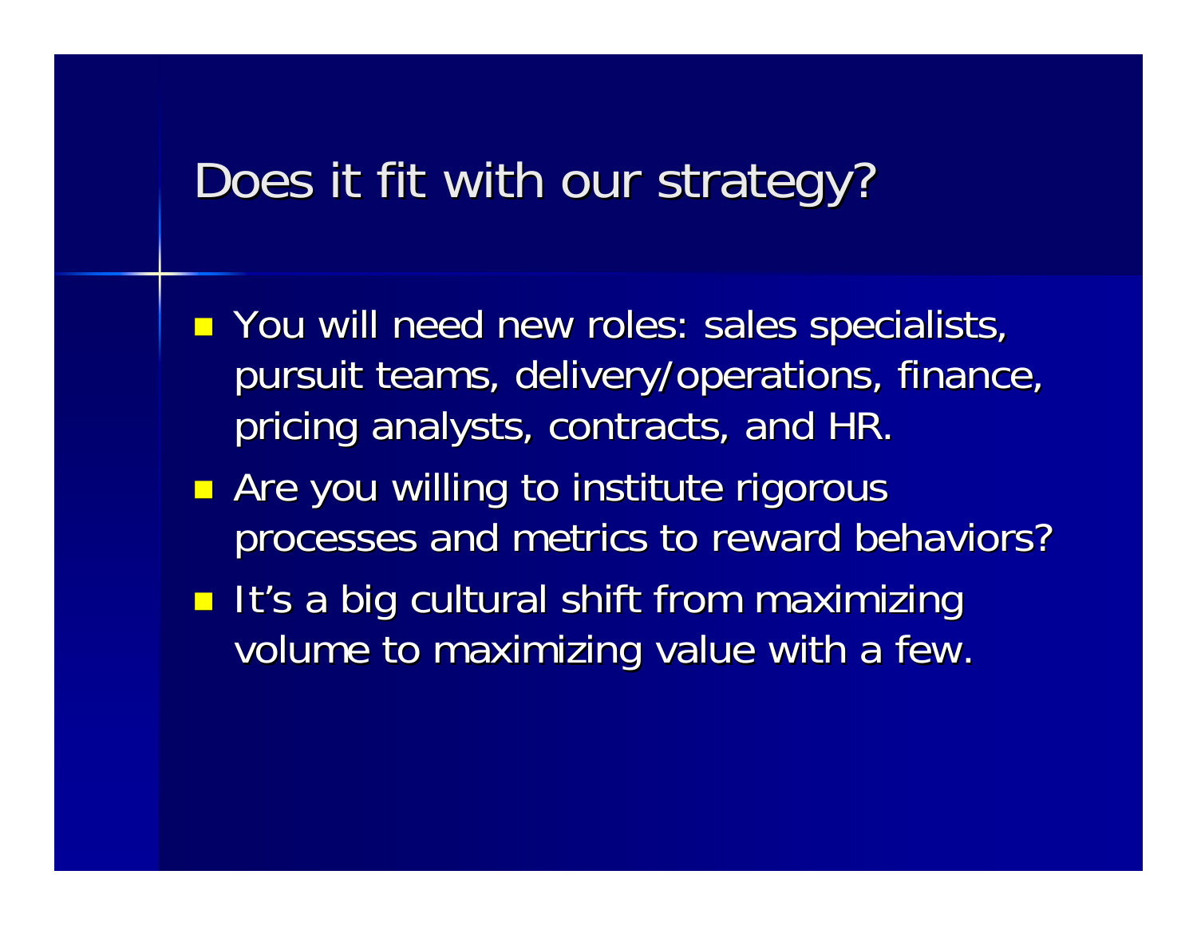# Does it fit with our strategy?

- You will need new roles: sales specialists, pursuit teams, delivery/operations, finance, pricing analysts, contracts, and HR.
- Are you willing to institute rigorous processes and metrics to reward behaviors?
- It's a big cultural shift from maximizing volume to maximizing value with a few.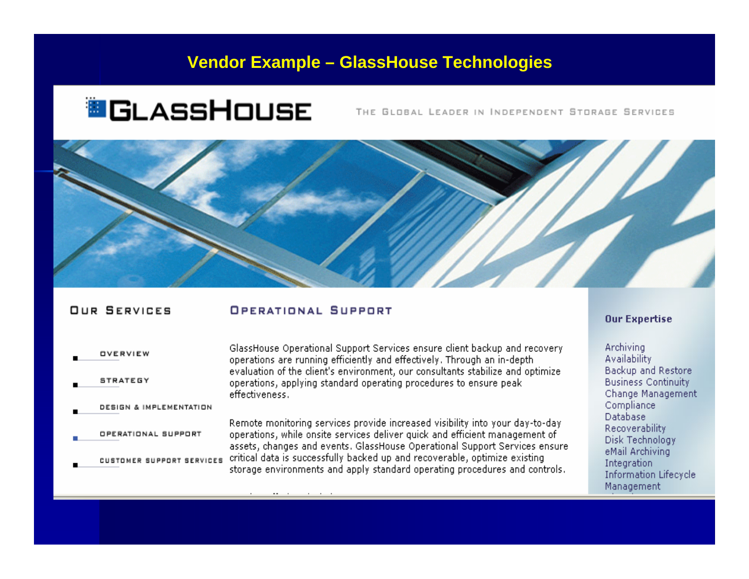# Vendor Example – GlassHouse Technologies

GLASSHOUSE

THE GLOBAL LEADER IN INDEPENDENT STORAGE SERVICES

## OUR SERVICES

- OVERVIEW
- STRATEGY
- DESIGN & IMPLEMENTATION
- OPERATIONAL SUPPORT
- CUSTOMER SUPPORT SERVICES

## OPERATIONAL SUPPORT

GlassHouse Operational Support Services ensure client backup and recovery operations are running efficiently and effectively. Through an in-depth evaluation of the client's environment, our consultants stabilize and optimize operations, applying standard operating procedures to ensure peak effectiveness.

Remote monitoring services provide increased visibility into your day-to-day operations, while onsite services deliver quick and efficient management of assets, changes and events. GlassHouse Operational Support Services ensure critical data is successfully backed up and recoverable, optimize existing storage environments and apply standard operating procedures and controls.

### Our Expertise

- Archiving
- Availability
- Backup and Restore
- Business Continuity
- Change Management
- Compliance
- Database Recoverability
- Disk Technology
- eMail Archiving
- Integration
- Information Lifecycle Management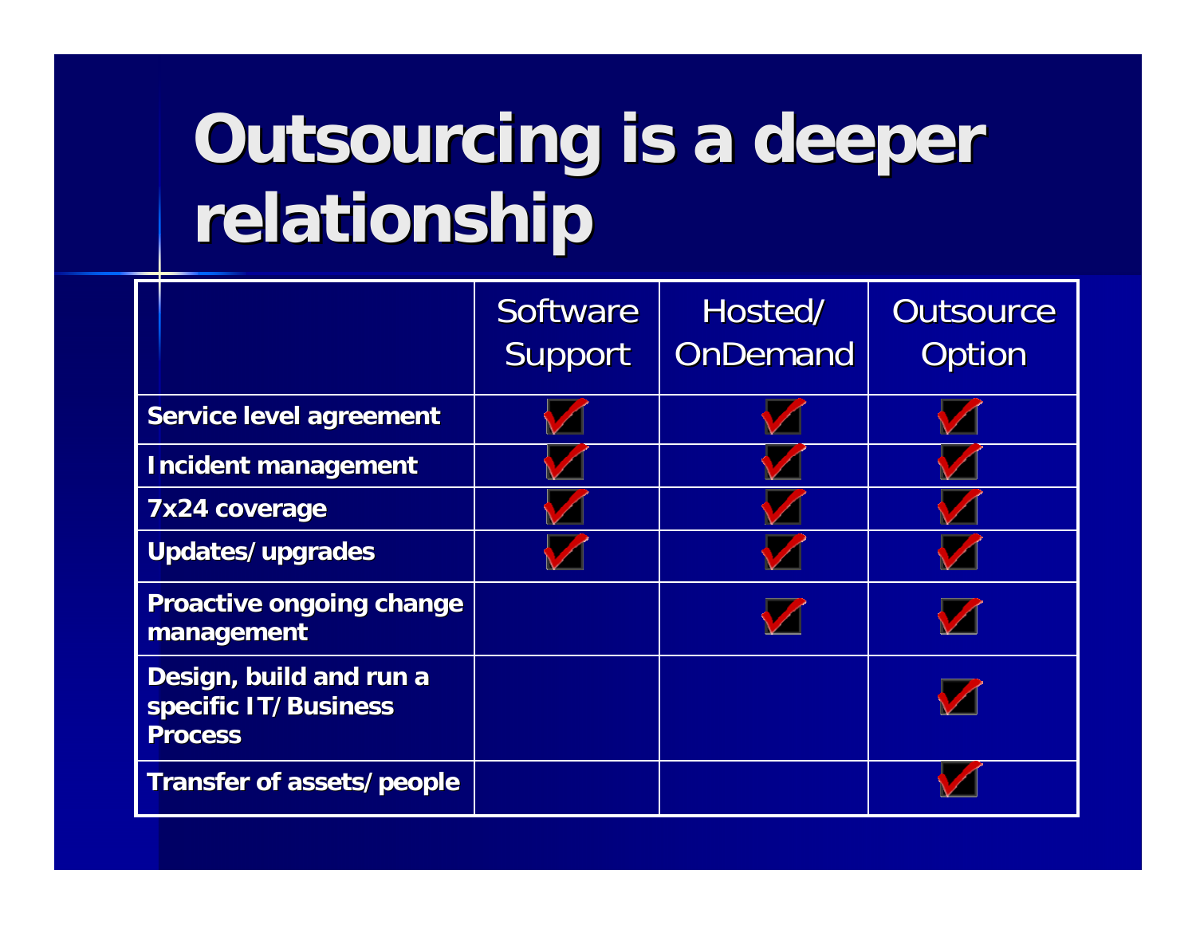# Outsourcing is a deeper relationship

| | Software Support | Hosted/ OnDemand | Outsource Option |
|---|---|---|---|
| **Service level agreement** | ✓ | ✓ | ✓ |
| **Incident management** | ✓ | ✓ | ✓ |
| **7x24 coverage** | ✓ | ✓ | ✓ |
| **Updates/ upgrades** | ✓ | ✓ | ✓ |
| **Proactive ongoing change management** | | ✓ | ✓ |
| **Design, build and run a specific IT/ Business Process** | | | ✓ |
| **Transfer of assets/ people** | | | ✓ |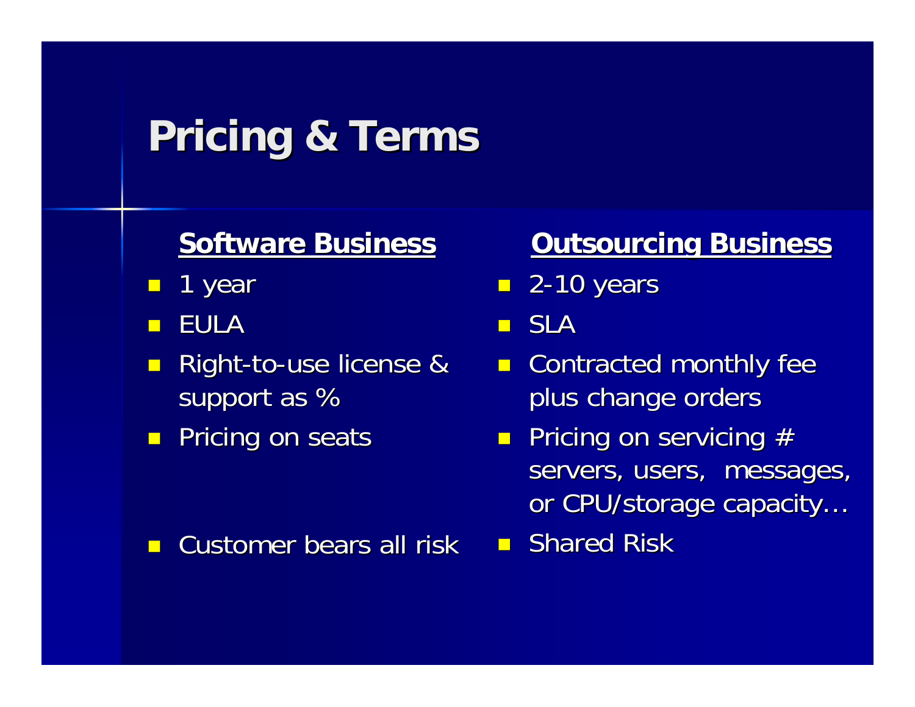# Pricing & Terms

| Software Business | Outsourcing Business |
| --- | --- |
| 1 year | 2-10 years |
| EULA | SLA |
| Right-to-use license & support as % | Contracted monthly fee plus change orders |
| Pricing on seats | Pricing on servicing # servers, users, messages, or CPU/storage capacity… |
| Customer bears all risk | Shared Risk |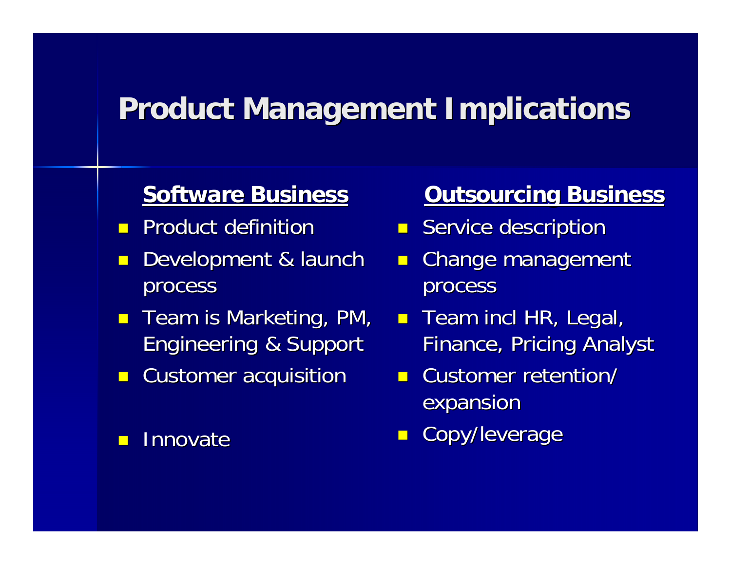# Product Management Implications

| Software Business | Outsourcing Business |
| --- | --- |
| Product definition | Service description |
| Development & launch process | Change management process |
| Team is Marketing, PM, Engineering & Support | Team incl HR, Legal, Finance, Pricing Analyst |
| Customer acquisition | Customer retention/ expansion |
| Innovate | Copy/leverage |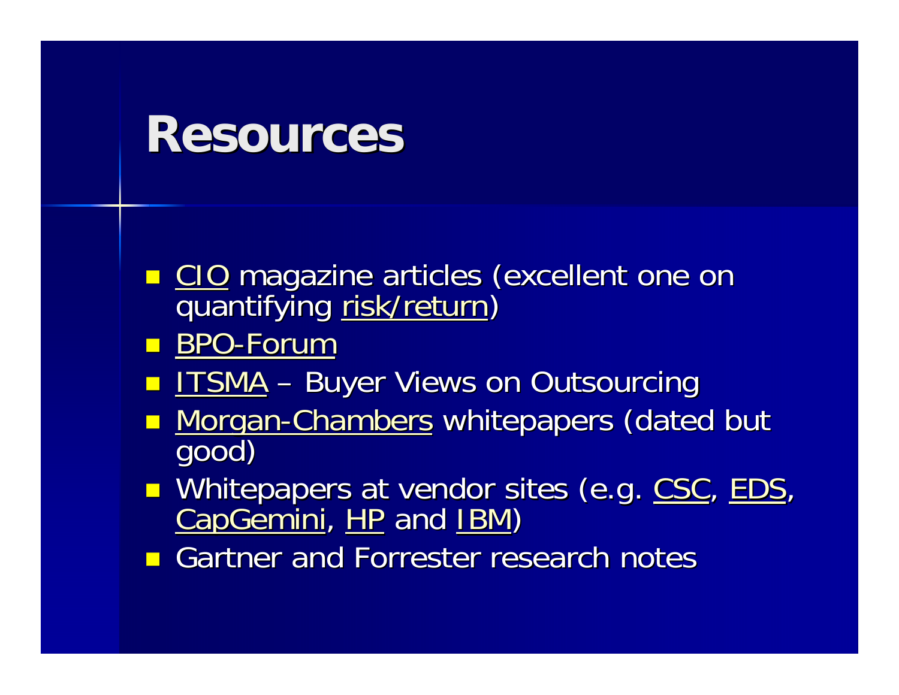# Resources

- CIO magazine articles (excellent one on quantifying risk/return)
- BPO-Forum
- ITSMA – Buyer Views on Outsourcing
- Morgan-Chambers whitepapers (dated but good)
- Whitepapers at vendor sites (e.g. CSC, EDS, CapGemini, HP and IBM)
- Gartner and Forrester research notes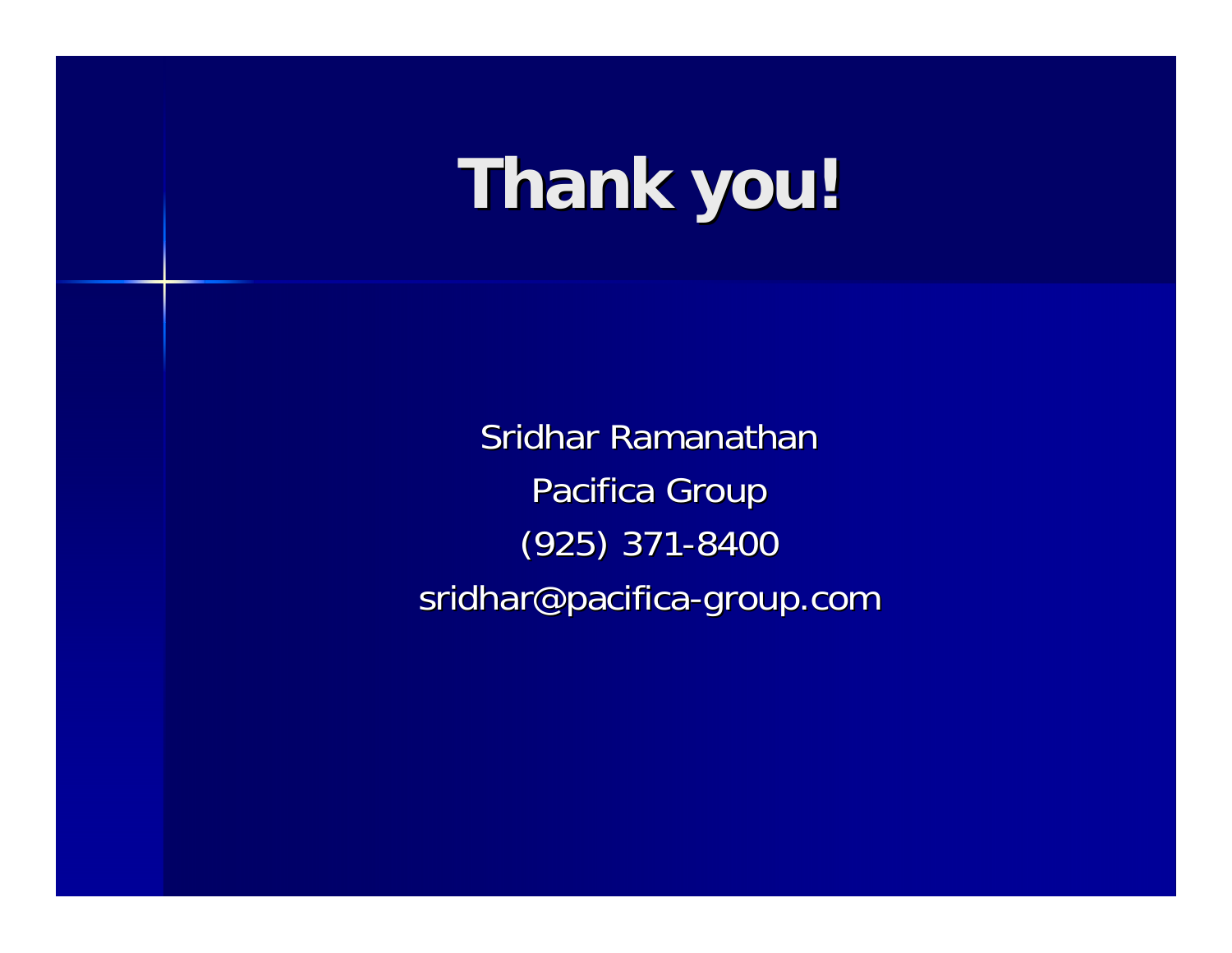# Thank you!

Sridhar Ramanathan

Pacifica Group

(925) 371-8400

sridhar@pacifica-group.com